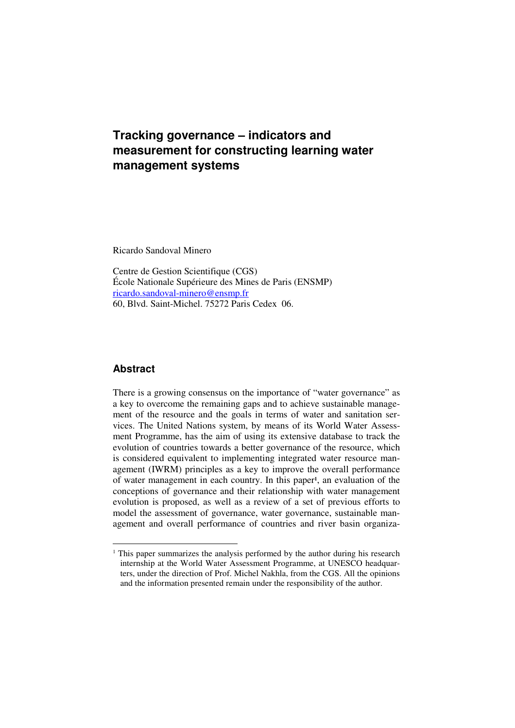# Tracking governance – indicators and measurement for constructing learning water management systems

Ricardo Sandoval Minero

Centre de Gestion Scientifique (CGS)
École Nationale Supérieure des Mines de Paris (ENSMP)
ricardo.sandoval-minero@ensmp.fr
60, Blvd. Saint-Michel. 75272 Paris Cedex 06.

## Abstract

There is a growing consensus on the importance of "water governance" as a key to overcome the remaining gaps and to achieve sustainable management of the resource and the goals in terms of water and sanitation services. The United Nations system, by means of its World Water Assessment Programme, has the aim of using its extensive database to track the evolution of countries towards a better governance of the resource, which is considered equivalent to implementing integrated water resource management (IWRM) principles as a key to improve the overall performance of water management in each country. In this paper[1], an evaluation of the conceptions of governance and their relationship with water management evolution is proposed, as well as a review of a set of previous efforts to model the assessment of governance, water governance, sustainable management and overall performance of countries and river basin organiza-

[1] This paper summarizes the analysis performed by the author during his research internship at the World Water Assessment Programme, at UNESCO headquarters, under the direction of Prof. Michel Nakhla, from the CGS. All the opinions and the information presented remain under the responsibility of the author.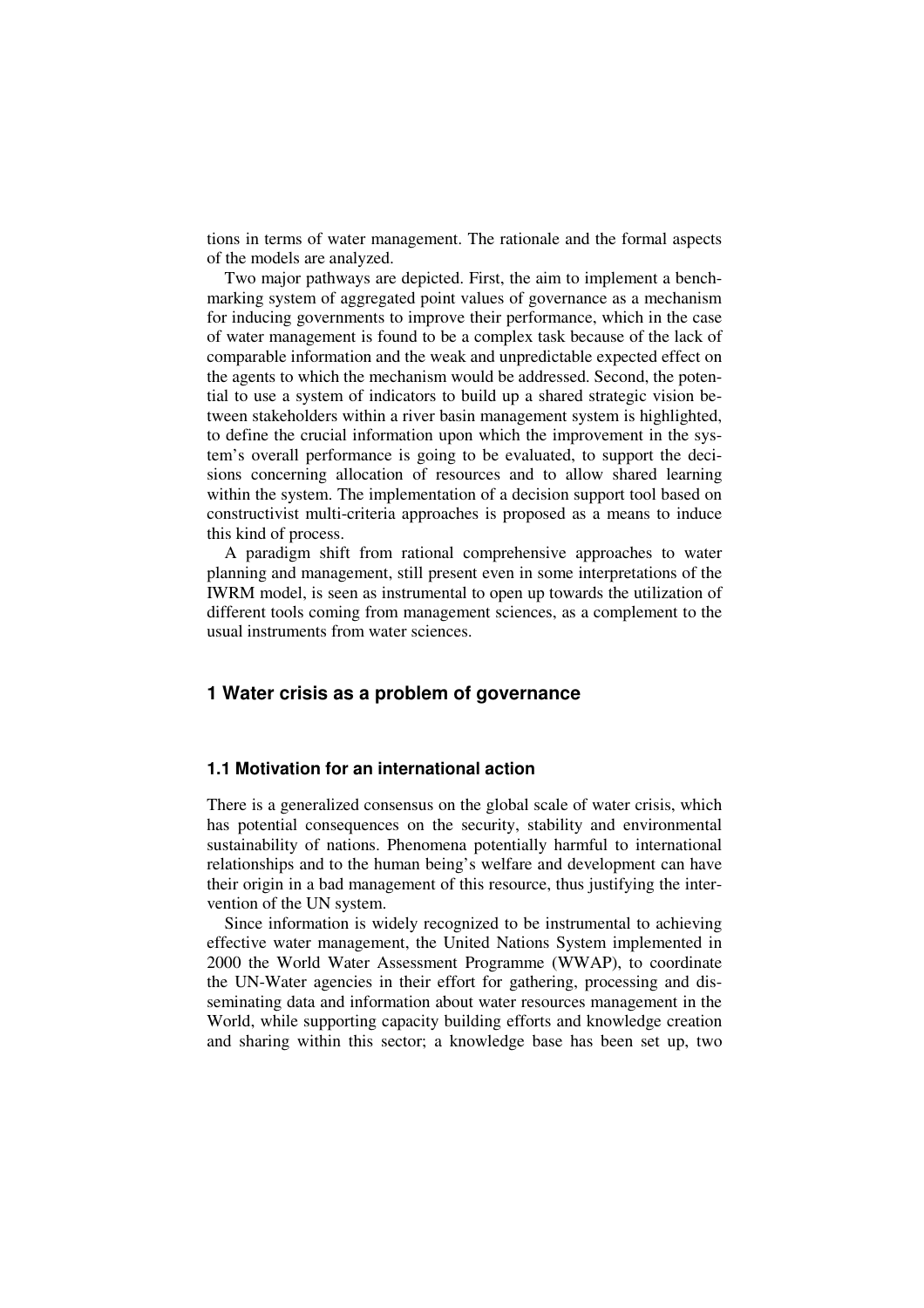tions in terms of water management. The rationale and the formal aspects of the models are analyzed.

Two major pathways are depicted. First, the aim to implement a benchmarking system of aggregated point values of governance as a mechanism for inducing governments to improve their performance, which in the case of water management is found to be a complex task because of the lack of comparable information and the weak and unpredictable expected effect on the agents to which the mechanism would be addressed. Second, the potential to use a system of indicators to build up a shared strategic vision between stakeholders within a river basin management system is highlighted, to define the crucial information upon which the improvement in the system's overall performance is going to be evaluated, to support the decisions concerning allocation of resources and to allow shared learning within the system. The implementation of a decision support tool based on constructivist multi-criteria approaches is proposed as a means to induce this kind of process.

A paradigm shift from rational comprehensive approaches to water planning and management, still present even in some interpretations of the IWRM model, is seen as instrumental to open up towards the utilization of different tools coming from management sciences, as a complement to the usual instruments from water sciences.

## 1 Water crisis as a problem of governance

### 1.1 Motivation for an international action

There is a generalized consensus on the global scale of water crisis, which has potential consequences on the security, stability and environmental sustainability of nations. Phenomena potentially harmful to international relationships and to the human being's welfare and development can have their origin in a bad management of this resource, thus justifying the intervention of the UN system.

Since information is widely recognized to be instrumental to achieving effective water management, the United Nations System implemented in 2000 the World Water Assessment Programme (WWAP), to coordinate the UN-Water agencies in their effort for gathering, processing and disseminating data and information about water resources management in the World, while supporting capacity building efforts and knowledge creation and sharing within this sector; a knowledge base has been set up, two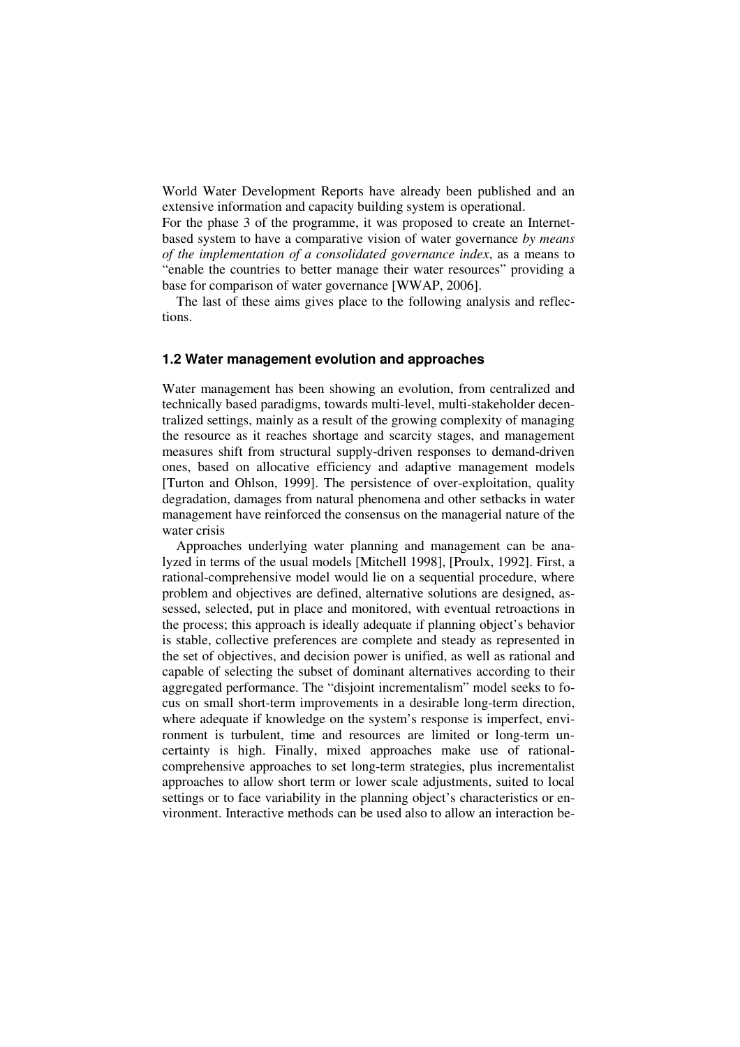World Water Development Reports have already been published and an extensive information and capacity building system is operational.
For the phase 3 of the programme, it was proposed to create an Internet-based system to have a comparative vision of water governance *by means of the implementation of a consolidated governance index*, as a means to "enable the countries to better manage their water resources" providing a base for comparison of water governance [WWAP, 2006].

The last of these aims gives place to the following analysis and reflections.

### 1.2 Water management evolution and approaches

Water management has been showing an evolution, from centralized and technically based paradigms, towards multi-level, multi-stakeholder decentralized settings, mainly as a result of the growing complexity of managing the resource as it reaches shortage and scarcity stages, and management measures shift from structural supply-driven responses to demand-driven ones, based on allocative efficiency and adaptive management models [Turton and Ohlson, 1999]. The persistence of over-exploitation, quality degradation, damages from natural phenomena and other setbacks in water management have reinforced the consensus on the managerial nature of the water crisis

Approaches underlying water planning and management can be analyzed in terms of the usual models [Mitchell 1998], [Proulx, 1992]. First, a rational-comprehensive model would lie on a sequential procedure, where problem and objectives are defined, alternative solutions are designed, assessed, selected, put in place and monitored, with eventual retroactions in the process; this approach is ideally adequate if planning object's behavior is stable, collective preferences are complete and steady as represented in the set of objectives, and decision power is unified, as well as rational and capable of selecting the subset of dominant alternatives according to their aggregated performance. The "disjoint incrementalism" model seeks to focus on small short-term improvements in a desirable long-term direction, where adequate if knowledge on the system's response is imperfect, environment is turbulent, time and resources are limited or long-term uncertainty is high. Finally, mixed approaches make use of rational-comprehensive approaches to set long-term strategies, plus incrementalist approaches to allow short term or lower scale adjustments, suited to local settings or to face variability in the planning object's characteristics or environment. Interactive methods can be used also to allow an interaction be-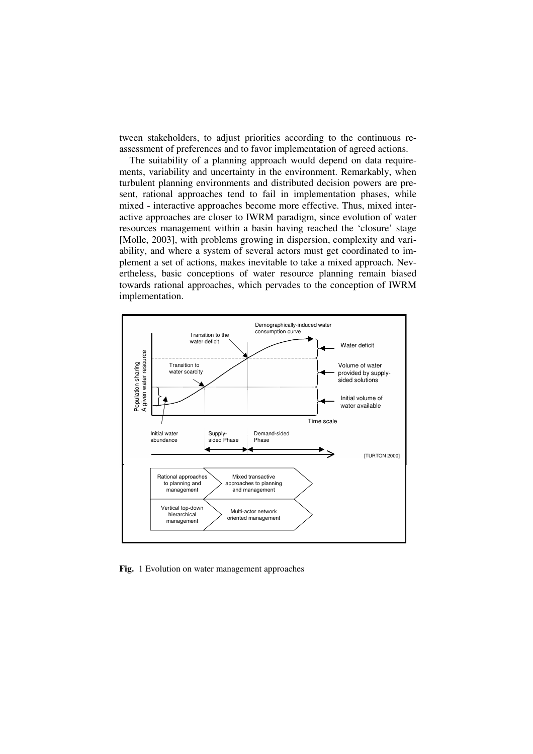tween stakeholders, to adjust priorities according to the continuous reassessment of preferences and to favor implementation of agreed actions.

The suitability of a planning approach would depend on data requirements, variability and uncertainty in the environment. Remarkably, when turbulent planning environments and distributed decision powers are present, rational approaches tend to fail in implementation phases, while mixed - interactive approaches become more effective. Thus, mixed interactive approaches are closer to IWRM paradigm, since evolution of water resources management within a basin having reached the 'closure' stage [Molle, 2003], with problems growing in dispersion, complexity and variability, and where a system of several actors must get coordinated to implement a set of actions, makes inevitable to take a mixed approach. Nevertheless, basic conceptions of water resource planning remain biased towards rational approaches, which pervades to the conception of IWRM implementation.

**Fig.** 1 Evolution on water management approaches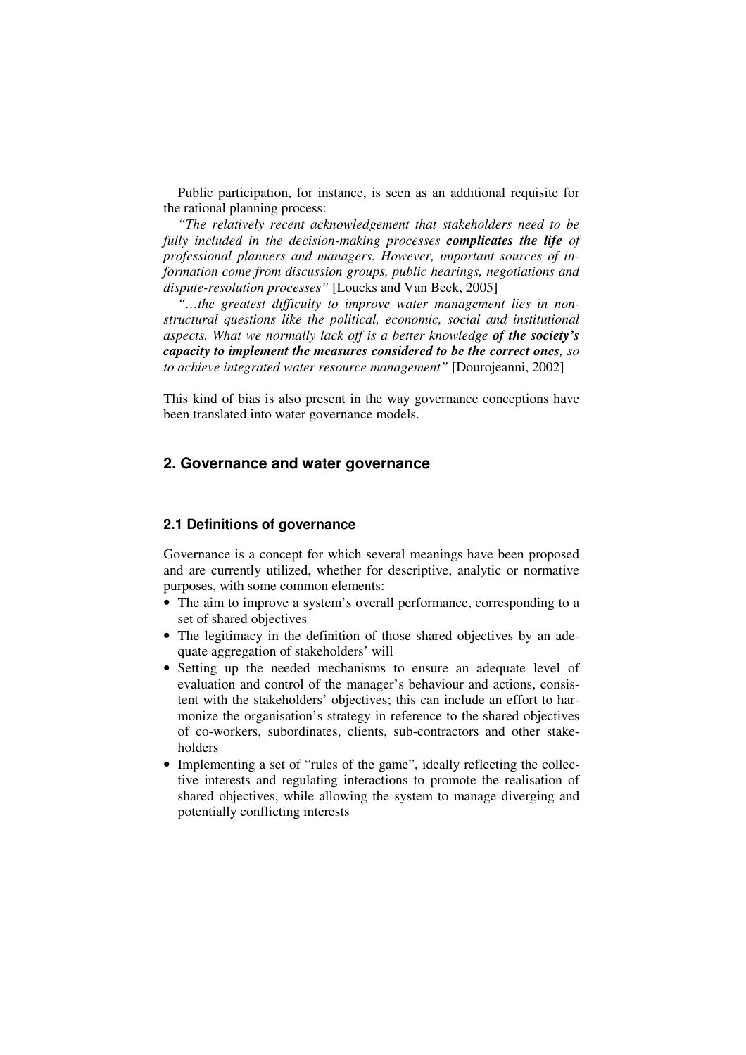Public participation, for instance, is seen as an additional requisite for the rational planning process:

*"The relatively recent acknowledgement that stakeholders need to be fully included in the decision-making processes* ***complicates the life*** *of professional planners and managers. However, important sources of information come from discussion groups, public hearings, negotiations and dispute-resolution processes"* [Loucks and Van Beek, 2005]

*"…the greatest difficulty to improve water management lies in non-structural questions like the political, economic, social and institutional aspects. What we normally lack off is a better knowledge* ***of the society's capacity to implement the measures considered to be the correct ones****, so to achieve integrated water resource management"* [Dourojeanni, 2002]

This kind of bias is also present in the way governance conceptions have been translated into water governance models.

## 2. Governance and water governance

### 2.1 Definitions of governance

Governance is a concept for which several meanings have been proposed and are currently utilized, whether for descriptive, analytic or normative purposes, with some common elements:

- The aim to improve a system's overall performance, corresponding to a set of shared objectives
- The legitimacy in the definition of those shared objectives by an adequate aggregation of stakeholders' will
- Setting up the needed mechanisms to ensure an adequate level of evaluation and control of the manager's behaviour and actions, consistent with the stakeholders' objectives; this can include an effort to harmonize the organisation's strategy in reference to the shared objectives of co-workers, subordinates, clients, sub-contractors and other stakeholders
- Implementing a set of "rules of the game", ideally reflecting the collective interests and regulating interactions to promote the realisation of shared objectives, while allowing the system to manage diverging and potentially conflicting interests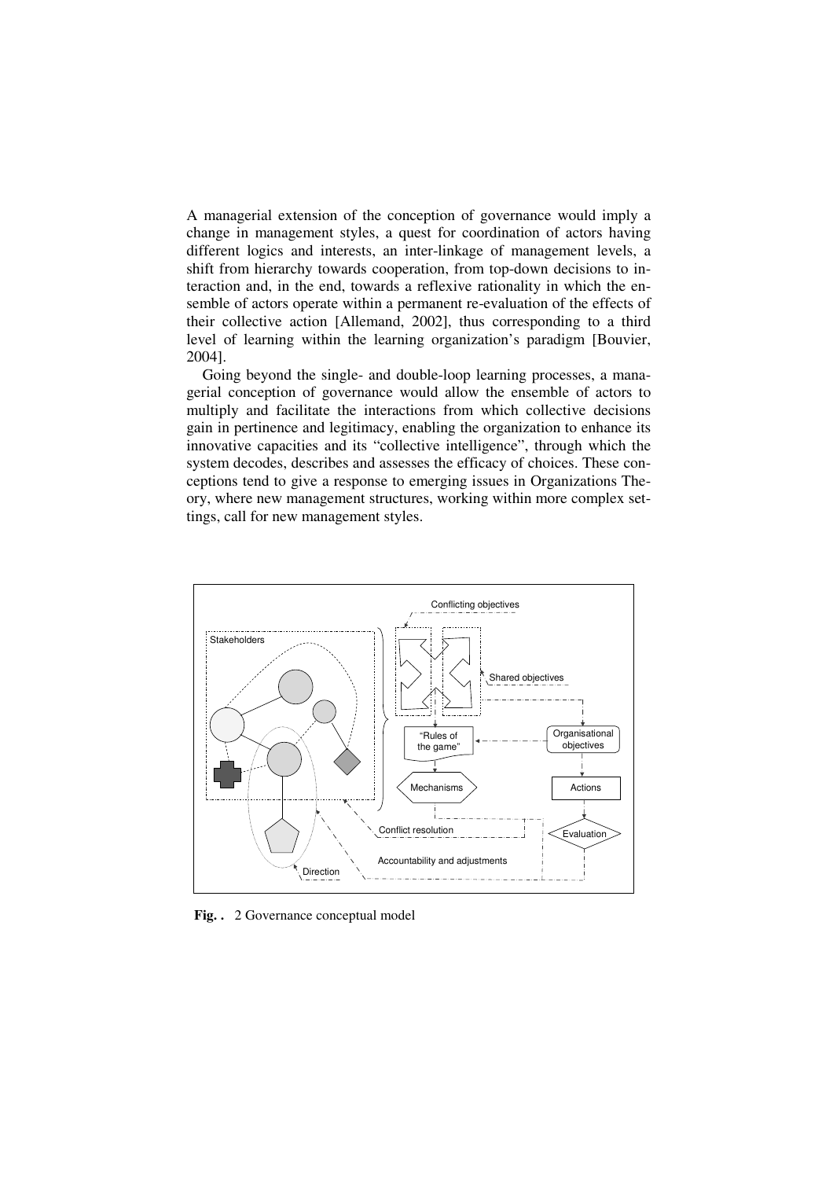A managerial extension of the conception of governance would imply a change in management styles, a quest for coordination of actors having different logics and interests, an inter-linkage of management levels, a shift from hierarchy towards cooperation, from top-down decisions to interaction and, in the end, towards a reflexive rationality in which the ensemble of actors operate within a permanent re-evaluation of the effects of their collective action [Allemand, 2002], thus corresponding to a third level of learning within the learning organization's paradigm [Bouvier, 2004].

Going beyond the single- and double-loop learning processes, a managerial conception of governance would allow the ensemble of actors to multiply and facilitate the interactions from which collective decisions gain in pertinence and legitimacy, enabling the organization to enhance its innovative capacities and its "collective intelligence", through which the system decodes, describes and assesses the efficacy of choices. These conceptions tend to give a response to emerging issues in Organizations Theory, where new management structures, working within more complex settings, call for new management styles.

**Fig. .** 2 Governance conceptual model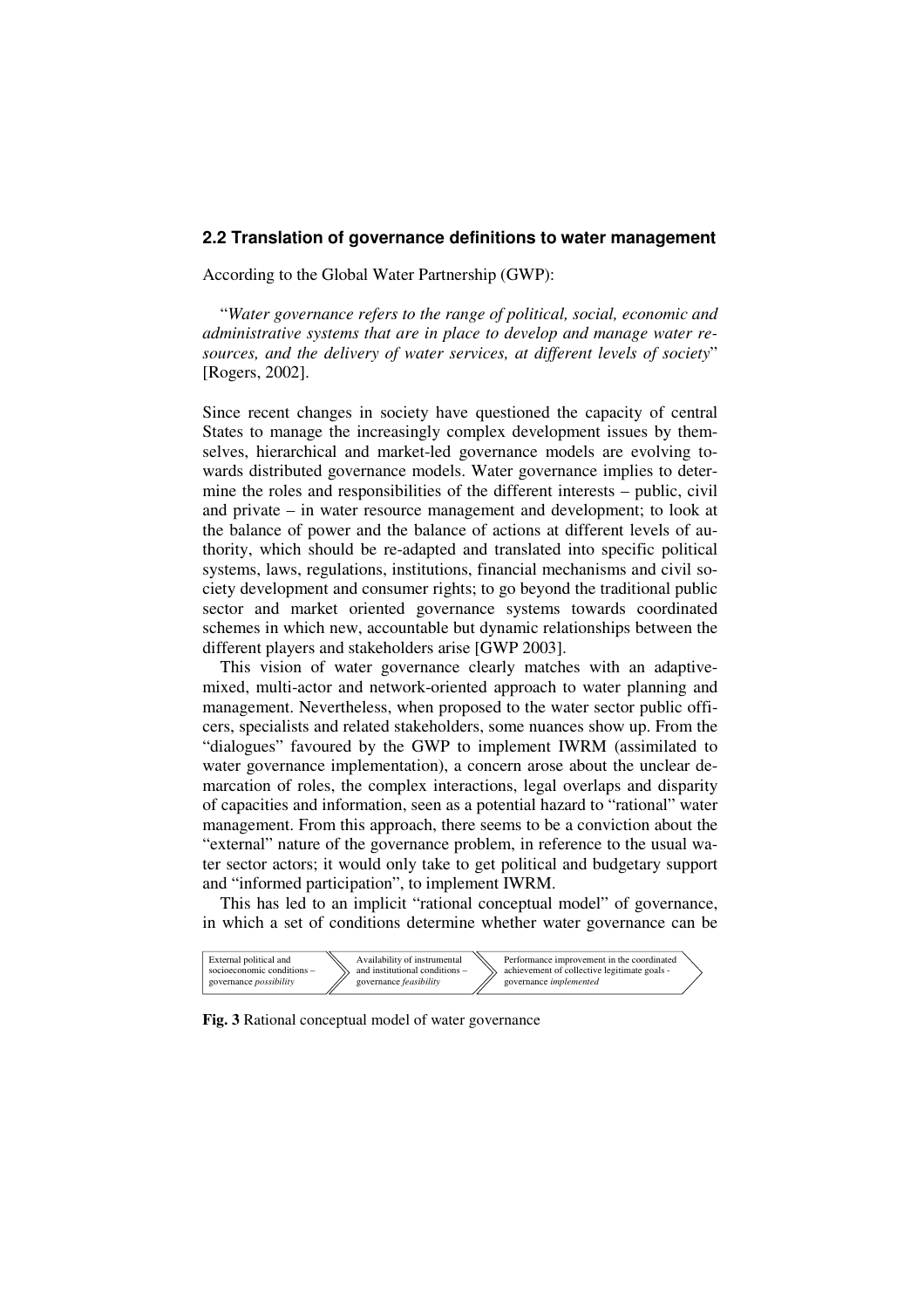## 2.2 Translation of governance definitions to water management

According to the Global Water Partnership (GWP):

"*Water governance refers to the range of political, social, economic and administrative systems that are in place to develop and manage water resources, and the delivery of water services, at different levels of society*" [Rogers, 2002].

Since recent changes in society have questioned the capacity of central States to manage the increasingly complex development issues by themselves, hierarchical and market-led governance models are evolving towards distributed governance models. Water governance implies to determine the roles and responsibilities of the different interests – public, civil and private – in water resource management and development; to look at the balance of power and the balance of actions at different levels of authority, which should be re-adapted and translated into specific political systems, laws, regulations, institutions, financial mechanisms and civil society development and consumer rights; to go beyond the traditional public sector and market oriented governance systems towards coordinated schemes in which new, accountable but dynamic relationships between the different players and stakeholders arise [GWP 2003].

This vision of water governance clearly matches with an adaptive-mixed, multi-actor and network-oriented approach to water planning and management. Nevertheless, when proposed to the water sector public officers, specialists and related stakeholders, some nuances show up. From the "dialogues" favoured by the GWP to implement IWRM (assimilated to water governance implementation), a concern arose about the unclear demarcation of roles, the complex interactions, legal overlaps and disparity of capacities and information, seen as a potential hazard to "rational" water management. From this approach, there seems to be a conviction about the "external" nature of the governance problem, in reference to the usual water sector actors; it would only take to get political and budgetary support and "informed participation", to implement IWRM.

This has led to an implicit "rational conceptual model" of governance, in which a set of conditions determine whether water governance can be

External political and socioeconomic conditions – governance *possibility* → Availability of instrumental and institutional conditions – governance *feasibility* → Performance improvement in the coordinated achievement of collective legitimate goals - governance *implemented*

**Fig. 3** Rational conceptual model of water governance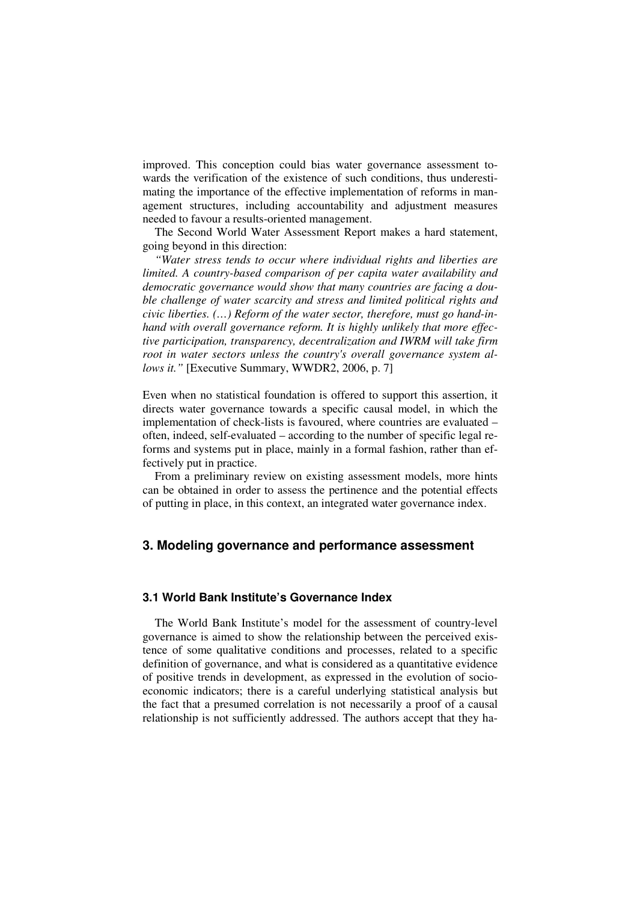improved. This conception could bias water governance assessment towards the verification of the existence of such conditions, thus underestimating the importance of the effective implementation of reforms in management structures, including accountability and adjustment measures needed to favour a results-oriented management.

The Second World Water Assessment Report makes a hard statement, going beyond in this direction:

*"Water stress tends to occur where individual rights and liberties are limited. A country-based comparison of per capita water availability and democratic governance would show that many countries are facing a double challenge of water scarcity and stress and limited political rights and civic liberties. (…) Reform of the water sector, therefore, must go hand-in-hand with overall governance reform. It is highly unlikely that more effective participation, transparency, decentralization and IWRM will take firm root in water sectors unless the country's overall governance system allows it."* [Executive Summary, WWDR2, 2006, p. 7]

Even when no statistical foundation is offered to support this assertion, it directs water governance towards a specific causal model, in which the implementation of check-lists is favoured, where countries are evaluated – often, indeed, self-evaluated – according to the number of specific legal reforms and systems put in place, mainly in a formal fashion, rather than effectively put in practice.

From a preliminary review on existing assessment models, more hints can be obtained in order to assess the pertinence and the potential effects of putting in place, in this context, an integrated water governance index.

## 3. Modeling governance and performance assessment

### 3.1 World Bank Institute's Governance Index

The World Bank Institute's model for the assessment of country-level governance is aimed to show the relationship between the perceived existence of some qualitative conditions and processes, related to a specific definition of governance, and what is considered as a quantitative evidence of positive trends in development, as expressed in the evolution of socio-economic indicators; there is a careful underlying statistical analysis but the fact that a presumed correlation is not necessarily a proof of a causal relationship is not sufficiently addressed. The authors accept that they ha-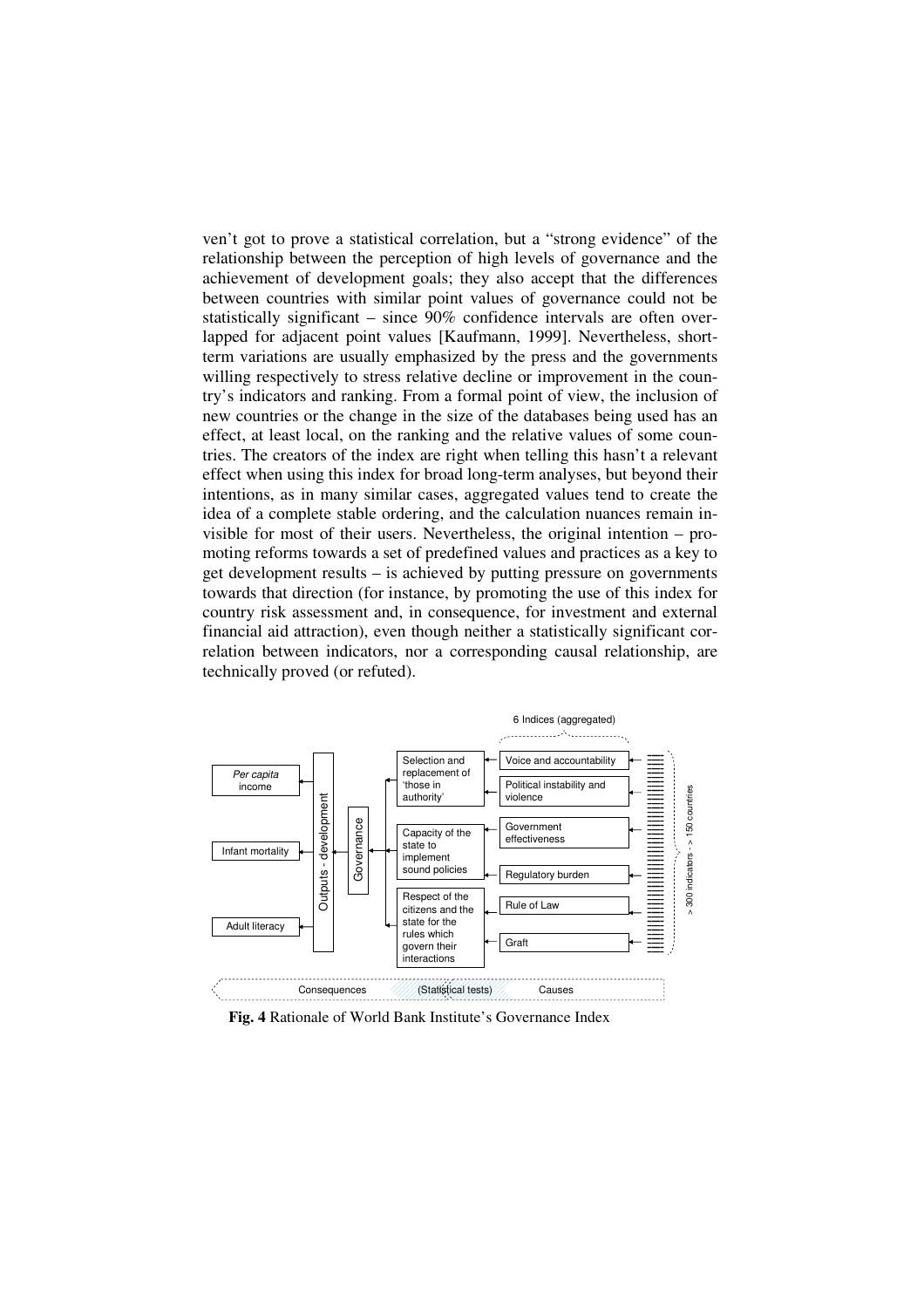ven't got to prove a statistical correlation, but a "strong evidence" of the relationship between the perception of high levels of governance and the achievement of development goals; they also accept that the differences between countries with similar point values of governance could not be statistically significant – since 90% confidence intervals are often overlapped for adjacent point values [Kaufmann, 1999]. Nevertheless, short-term variations are usually emphasized by the press and the governments willing respectively to stress relative decline or improvement in the country's indicators and ranking. From a formal point of view, the inclusion of new countries or the change in the size of the databases being used has an effect, at least local, on the ranking and the relative values of some countries. The creators of the index are right when telling this hasn't a relevant effect when using this index for broad long-term analyses, but beyond their intentions, as in many similar cases, aggregated values tend to create the idea of a complete stable ordering, and the calculation nuances remain invisible for most of their users. Nevertheless, the original intention – promoting reforms towards a set of predefined values and practices as a key to get development results – is achieved by putting pressure on governments towards that direction (for instance, by promoting the use of this index for country risk assessment and, in consequence, for investment and external financial aid attraction), even though neither a statistically significant correlation between indicators, nor a corresponding causal relationship, are technically proved (or refuted).

**Fig. 4** Rationale of World Bank Institute's Governance Index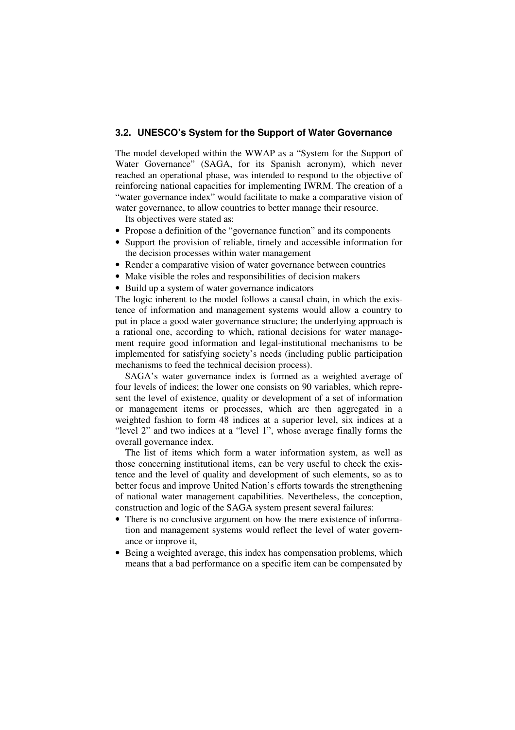### 3.2. UNESCO's System for the Support of Water Governance

The model developed within the WWAP as a "System for the Support of Water Governance" (SAGA, for its Spanish acronym), which never reached an operational phase, was intended to respond to the objective of reinforcing national capacities for implementing IWRM. The creation of a "water governance index" would facilitate to make a comparative vision of water governance, to allow countries to better manage their resource.

Its objectives were stated as:

- Propose a definition of the "governance function" and its components
- Support the provision of reliable, timely and accessible information for the decision processes within water management
- Render a comparative vision of water governance between countries
- Make visible the roles and responsibilities of decision makers
- Build up a system of water governance indicators

The logic inherent to the model follows a causal chain, in which the existence of information and management systems would allow a country to put in place a good water governance structure; the underlying approach is a rational one, according to which, rational decisions for water management require good information and legal-institutional mechanisms to be implemented for satisfying society's needs (including public participation mechanisms to feed the technical decision process).

SAGA's water governance index is formed as a weighted average of four levels of indices; the lower one consists on 90 variables, which represent the level of existence, quality or development of a set of information or management items or processes, which are then aggregated in a weighted fashion to form 48 indices at a superior level, six indices at a "level 2" and two indices at a "level 1", whose average finally forms the overall governance index.

The list of items which form a water information system, as well as those concerning institutional items, can be very useful to check the existence and the level of quality and development of such elements, so as to better focus and improve United Nation's efforts towards the strengthening of national water management capabilities. Nevertheless, the conception, construction and logic of the SAGA system present several failures:

- There is no conclusive argument on how the mere existence of information and management systems would reflect the level of water governance or improve it,
- Being a weighted average, this index has compensation problems, which means that a bad performance on a specific item can be compensated by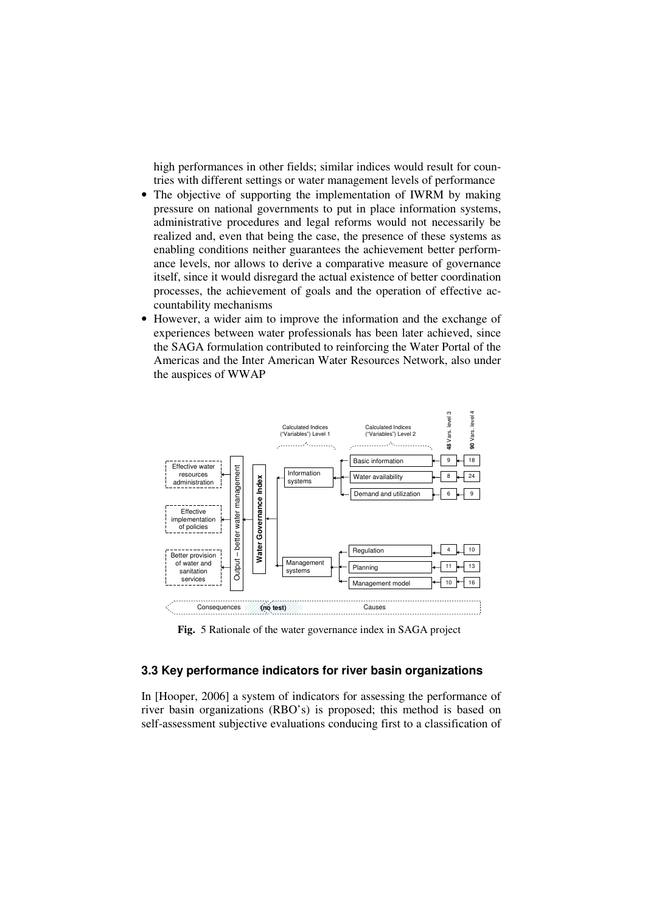high performances in other fields; similar indices would result for countries with different settings or water management levels of performance

- The objective of supporting the implementation of IWRM by making pressure on national governments to put in place information systems, administrative procedures and legal reforms would not necessarily be realized and, even that being the case, the presence of these systems as enabling conditions neither guarantees the achievement better performance levels, nor allows to derive a comparative measure of governance itself, since it would disregard the actual existence of better coordination processes, the achievement of goals and the operation of effective accountability mechanisms
- However, a wider aim to improve the information and the exchange of experiences between water professionals has been later achieved, since the SAGA formulation contributed to reinforcing the Water Portal of the Americas and the Inter American Water Resources Network, also under the auspices of WWAP

**Fig.** 5 Rationale of the water governance index in SAGA project

### 3.3 Key performance indicators for river basin organizations

In [Hooper, 2006] a system of indicators for assessing the performance of river basin organizations (RBO's) is proposed; this method is based on self-assessment subjective evaluations conducing first to a classification of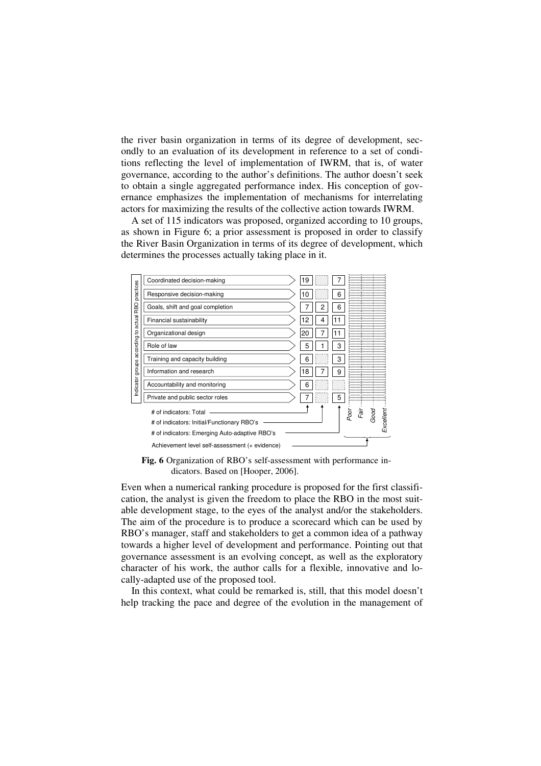the river basin organization in terms of its degree of development, secondly to an evaluation of its development in reference to a set of conditions reflecting the level of implementation of IWRM, that is, of water governance, according to the author's definitions. The author doesn't seek to obtain a single aggregated performance index. His conception of governance emphasizes the implementation of mechanisms for interrelating actors for maximizing the results of the collective action towards IWRM.

A set of 115 indicators was proposed, organized according to 10 groups, as shown in Figure 6; a prior assessment is proposed in order to classify the River Basin Organization in terms of its degree of development, which determines the processes actually taking place in it.

| Indicator groups according to actual RBO practices | # of indicators: Total | # of indicators: Initial/Functional RBO's | # of indicators: Emerging Auto-adaptive RBO's | Achievement level self-assessment (+ evidence): Poor / Fair / Good / Excellent |
|---|---|---|---|---|
| Coordinated decision-making | 19 | | 7 | |
| Responsive decision-making | 10 | | 6 | |
| Goals, shift and goal completion | 7 | 2 | 6 | |
| Financial sustainability | 12 | 4 | 11 | |
| Organizational design | 20 | 7 | 11 | |
| Role of law | 5 | 1 | 3 | |
| Training and capacity building | 6 | | 3 | |
| Information and research | 18 | 7 | 9 | |
| Accountability and monitoring | 6 | | | |
| Private and public sector roles | 7 | | 5 | |

**Fig. 6** Organization of RBO's self-assessment with performance indicators. Based on [Hooper, 2006].

Even when a numerical ranking procedure is proposed for the first classification, the analyst is given the freedom to place the RBO in the most suitable development stage, to the eyes of the analyst and/or the stakeholders. The aim of the procedure is to produce a scorecard which can be used by RBO's manager, staff and stakeholders to get a common idea of a pathway towards a higher level of development and performance. Pointing out that governance assessment is an evolving concept, as well as the exploratory character of his work, the author calls for a flexible, innovative and locally-adapted use of the proposed tool.

In this context, what could be remarked is, still, that this model doesn't help tracking the pace and degree of the evolution in the management of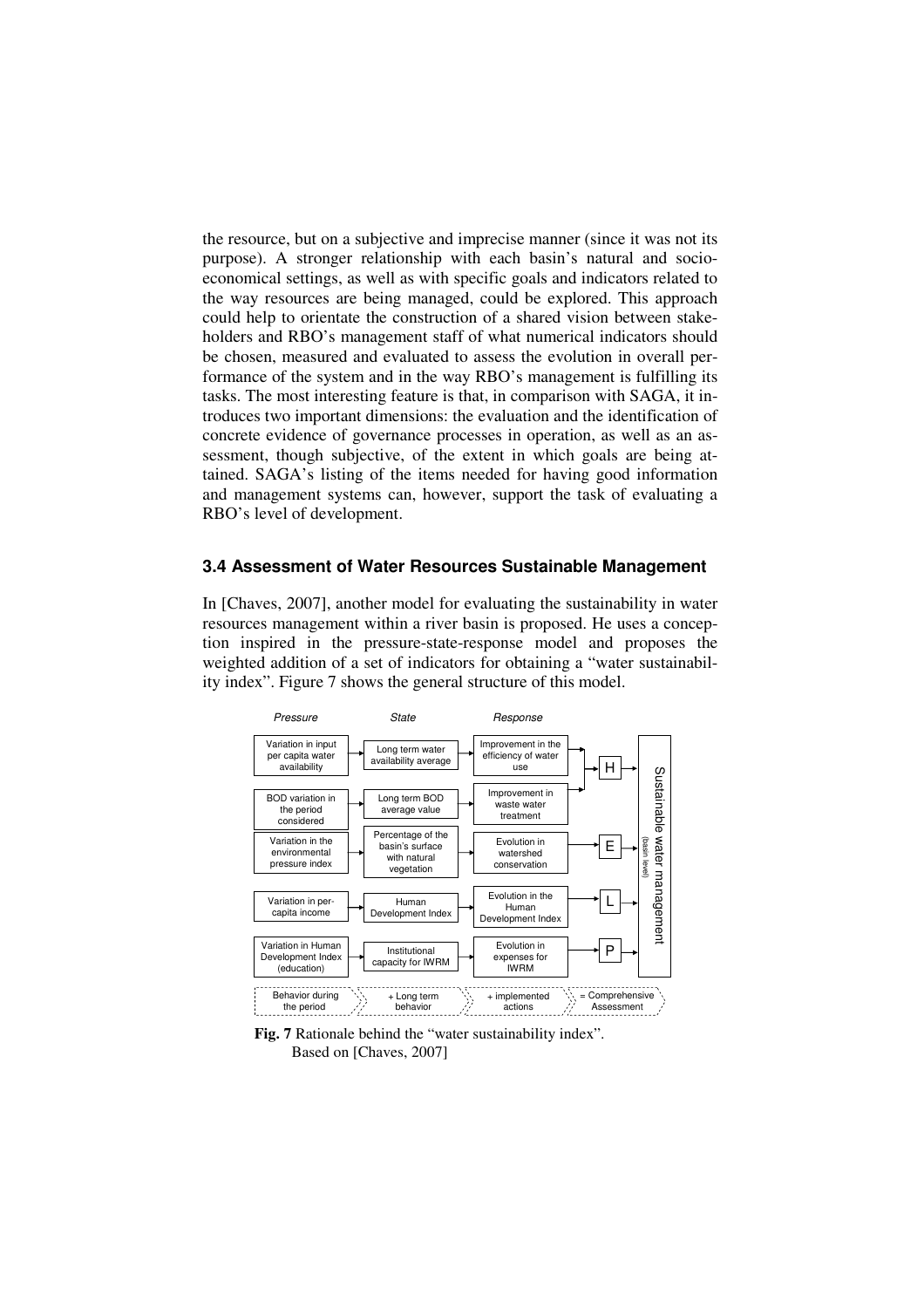the resource, but on a subjective and imprecise manner (since it was not its purpose). A stronger relationship with each basin's natural and socioeconomical settings, as well as with specific goals and indicators related to the way resources are being managed, could be explored. This approach could help to orientate the construction of a shared vision between stakeholders and RBO's management staff of what numerical indicators should be chosen, measured and evaluated to assess the evolution in overall performance of the system and in the way RBO's management is fulfilling its tasks. The most interesting feature is that, in comparison with SAGA, it introduces two important dimensions: the evaluation and the identification of concrete evidence of governance processes in operation, as well as an assessment, though subjective, of the extent in which goals are being attained. SAGA's listing of the items needed for having good information and management systems can, however, support the task of evaluating a RBO's level of development.

### 3.4 Assessment of Water Resources Sustainable Management

In [Chaves, 2007], another model for evaluating the sustainability in water resources management within a river basin is proposed. He uses a conception inspired in the pressure-state-response model and proposes the weighted addition of a set of indicators for obtaining a "water sustainability index". Figure 7 shows the general structure of this model.

| *Pressure* | *State* | *Response* | | |
|---|---|---|---|---|
| Variation in input per capita water availability | Long term water availability average | Improvement in the efficiency of water use | H | Sustainable water management (basin level) |
| BOD variation in the period considered | Long term BOD average value | Improvement in waste water treatment | H | |
| Variation in the environmental pressure index | Percentage of the basin's surface with natural vegetation | Evolution in watershed conservation | E | |
| Variation in per-capita income | Human Development Index | Evolution in the Human Development Index | L | |
| Variation in Human Development Index (education) | Institutional capacity for IWRM | Evolution in expenses for IWRM | P | |
| Behavior during the period | + Long term behavior | + implemented actions | = Comprehensive Assessment | |

**Fig. 7** Rationale behind the "water sustainability index". Based on [Chaves, 2007]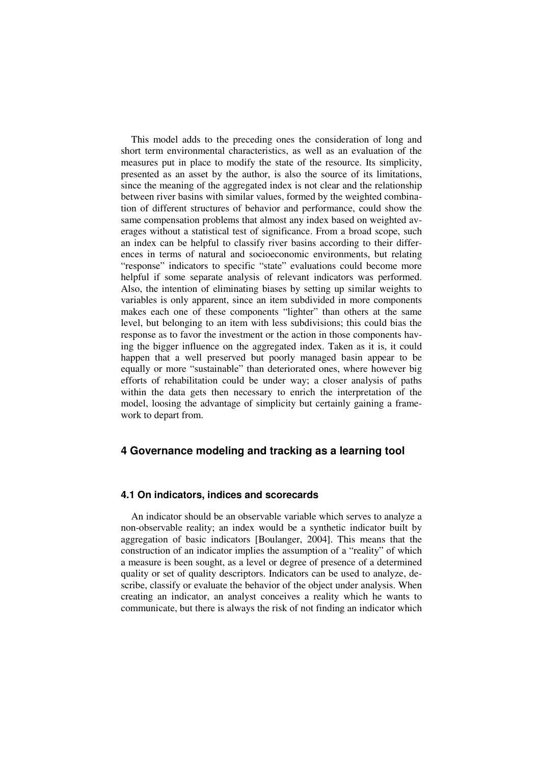This model adds to the preceding ones the consideration of long and short term environmental characteristics, as well as an evaluation of the measures put in place to modify the state of the resource. Its simplicity, presented as an asset by the author, is also the source of its limitations, since the meaning of the aggregated index is not clear and the relationship between river basins with similar values, formed by the weighted combination of different structures of behavior and performance, could show the same compensation problems that almost any index based on weighted averages without a statistical test of significance. From a broad scope, such an index can be helpful to classify river basins according to their differences in terms of natural and socioeconomic environments, but relating "response" indicators to specific "state" evaluations could become more helpful if some separate analysis of relevant indicators was performed. Also, the intention of eliminating biases by setting up similar weights to variables is only apparent, since an item subdivided in more components makes each one of these components "lighter" than others at the same level, but belonging to an item with less subdivisions; this could bias the response as to favor the investment or the action in those components having the bigger influence on the aggregated index. Taken as it is, it could happen that a well preserved but poorly managed basin appear to be equally or more "sustainable" than deteriorated ones, where however big efforts of rehabilitation could be under way; a closer analysis of paths within the data gets then necessary to enrich the interpretation of the model, loosing the advantage of simplicity but certainly gaining a framework to depart from.

## 4 Governance modeling and tracking as a learning tool

### 4.1 On indicators, indices and scorecards

An indicator should be an observable variable which serves to analyze a non-observable reality; an index would be a synthetic indicator built by aggregation of basic indicators [Boulanger, 2004]. This means that the construction of an indicator implies the assumption of a "reality" of which a measure is been sought, as a level or degree of presence of a determined quality or set of quality descriptors. Indicators can be used to analyze, describe, classify or evaluate the behavior of the object under analysis. When creating an indicator, an analyst conceives a reality which he wants to communicate, but there is always the risk of not finding an indicator which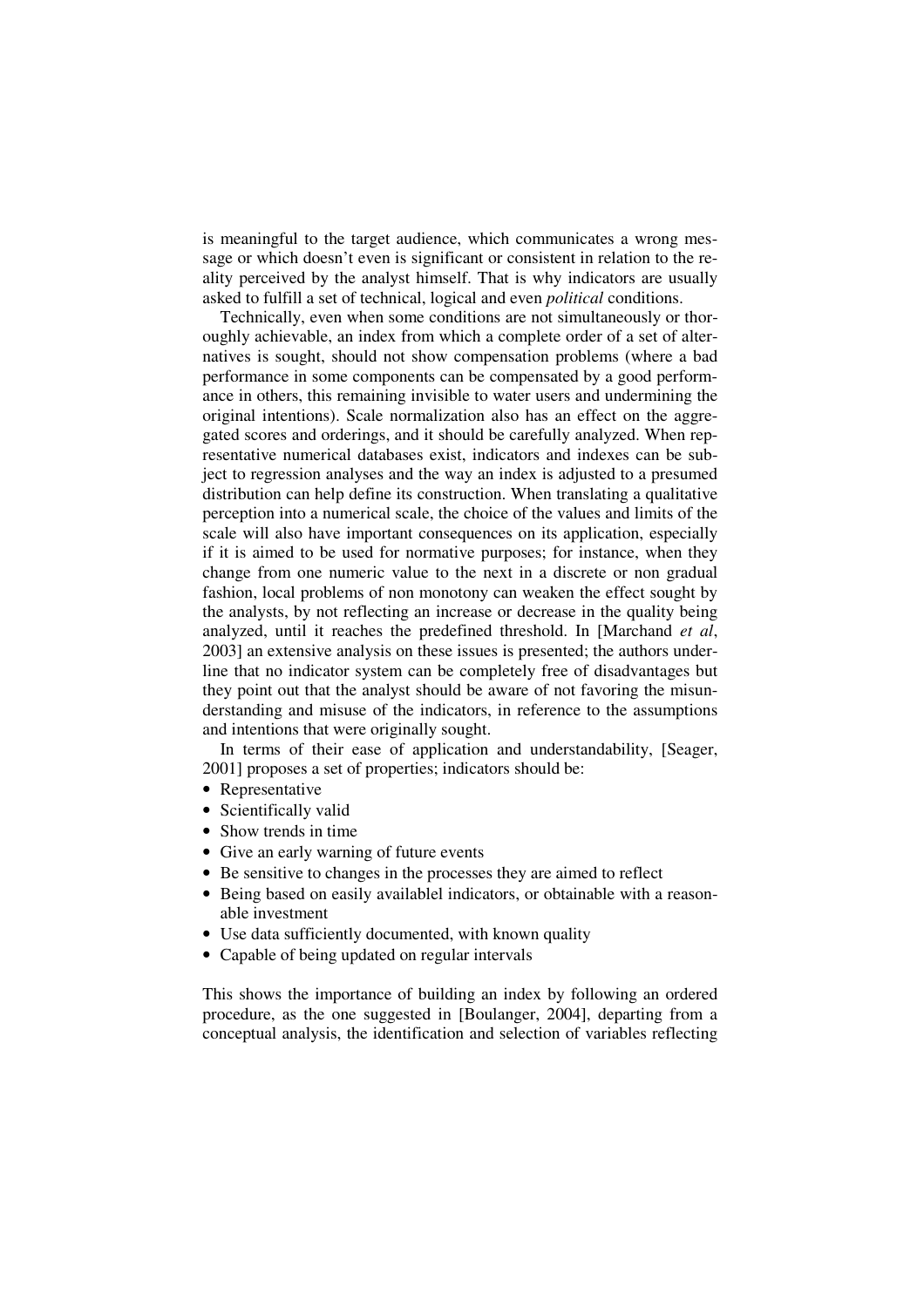is meaningful to the target audience, which communicates a wrong message or which doesn't even is significant or consistent in relation to the reality perceived by the analyst himself. That is why indicators are usually asked to fulfill a set of technical, logical and even *political* conditions.

Technically, even when some conditions are not simultaneously or thoroughly achievable, an index from which a complete order of a set of alternatives is sought, should not show compensation problems (where a bad performance in some components can be compensated by a good performance in others, this remaining invisible to water users and undermining the original intentions). Scale normalization also has an effect on the aggregated scores and orderings, and it should be carefully analyzed. When representative numerical databases exist, indicators and indexes can be subject to regression analyses and the way an index is adjusted to a presumed distribution can help define its construction. When translating a qualitative perception into a numerical scale, the choice of the values and limits of the scale will also have important consequences on its application, especially if it is aimed to be used for normative purposes; for instance, when they change from one numeric value to the next in a discrete or non gradual fashion, local problems of non monotony can weaken the effect sought by the analysts, by not reflecting an increase or decrease in the quality being analyzed, until it reaches the predefined threshold. In [Marchand *et al*, 2003] an extensive analysis on these issues is presented; the authors underline that no indicator system can be completely free of disadvantages but they point out that the analyst should be aware of not favoring the misunderstanding and misuse of the indicators, in reference to the assumptions and intentions that were originally sought.

In terms of their ease of application and understandability, [Seager, 2001] proposes a set of properties; indicators should be:

- Representative
- Scientifically valid
- Show trends in time
- Give an early warning of future events
- Be sensitive to changes in the processes they are aimed to reflect
- Being based on easily availablel indicators, or obtainable with a reasonable investment
- Use data sufficiently documented, with known quality
- Capable of being updated on regular intervals

This shows the importance of building an index by following an ordered procedure, as the one suggested in [Boulanger, 2004], departing from a conceptual analysis, the identification and selection of variables reflecting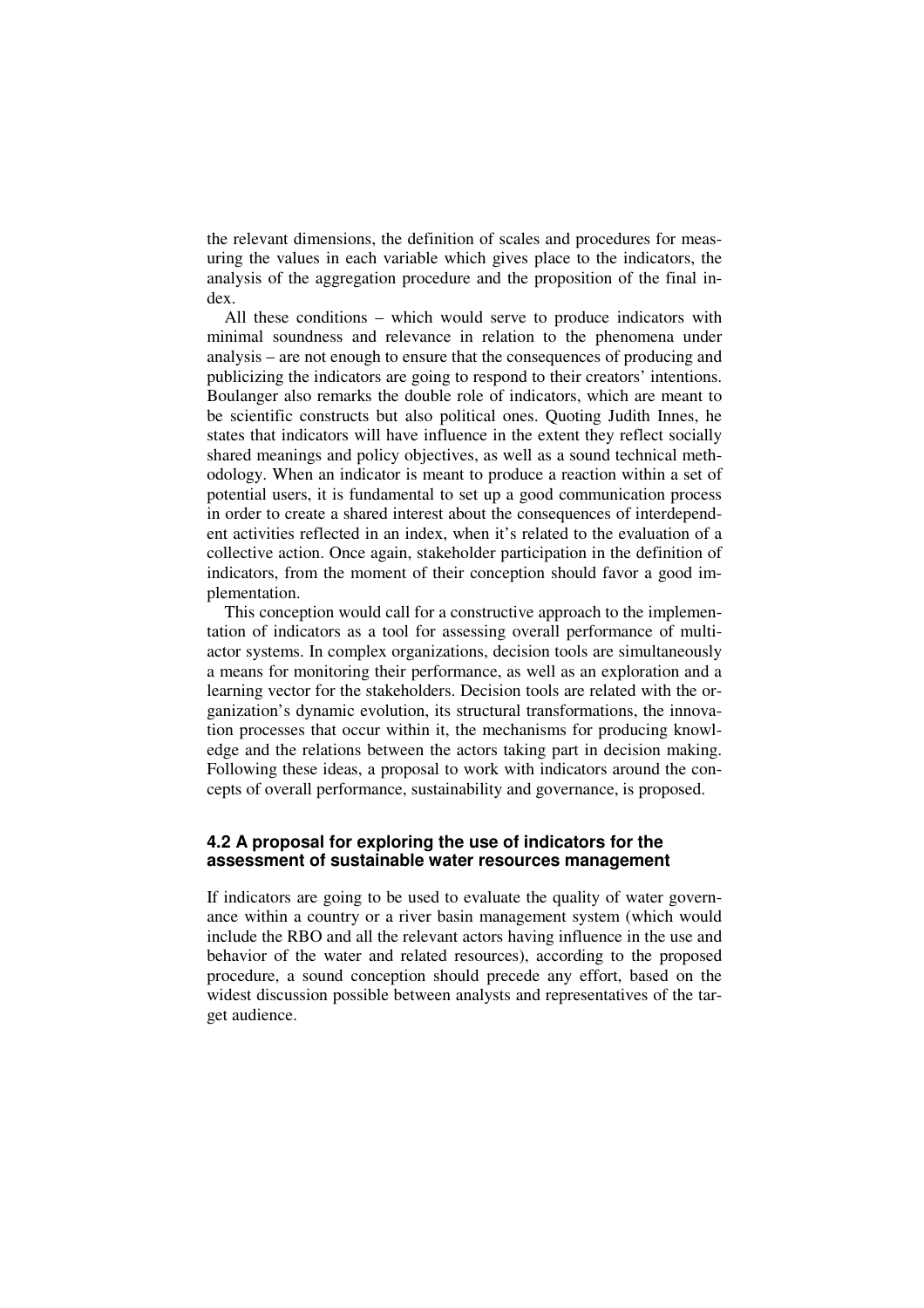the relevant dimensions, the definition of scales and procedures for measuring the values in each variable which gives place to the indicators, the analysis of the aggregation procedure and the proposition of the final index.

All these conditions – which would serve to produce indicators with minimal soundness and relevance in relation to the phenomena under analysis – are not enough to ensure that the consequences of producing and publicizing the indicators are going to respond to their creators' intentions. Boulanger also remarks the double role of indicators, which are meant to be scientific constructs but also political ones. Quoting Judith Innes, he states that indicators will have influence in the extent they reflect socially shared meanings and policy objectives, as well as a sound technical methodology. When an indicator is meant to produce a reaction within a set of potential users, it is fundamental to set up a good communication process in order to create a shared interest about the consequences of interdependent activities reflected in an index, when it's related to the evaluation of a collective action. Once again, stakeholder participation in the definition of indicators, from the moment of their conception should favor a good implementation.

This conception would call for a constructive approach to the implementation of indicators as a tool for assessing overall performance of multi-actor systems. In complex organizations, decision tools are simultaneously a means for monitoring their performance, as well as an exploration and a learning vector for the stakeholders. Decision tools are related with the organization's dynamic evolution, its structural transformations, the innovation processes that occur within it, the mechanisms for producing knowledge and the relations between the actors taking part in decision making. Following these ideas, a proposal to work with indicators around the concepts of overall performance, sustainability and governance, is proposed.

### 4.2 A proposal for exploring the use of indicators for the assessment of sustainable water resources management

If indicators are going to be used to evaluate the quality of water governance within a country or a river basin management system (which would include the RBO and all the relevant actors having influence in the use and behavior of the water and related resources), according to the proposed procedure, a sound conception should precede any effort, based on the widest discussion possible between analysts and representatives of the target audience.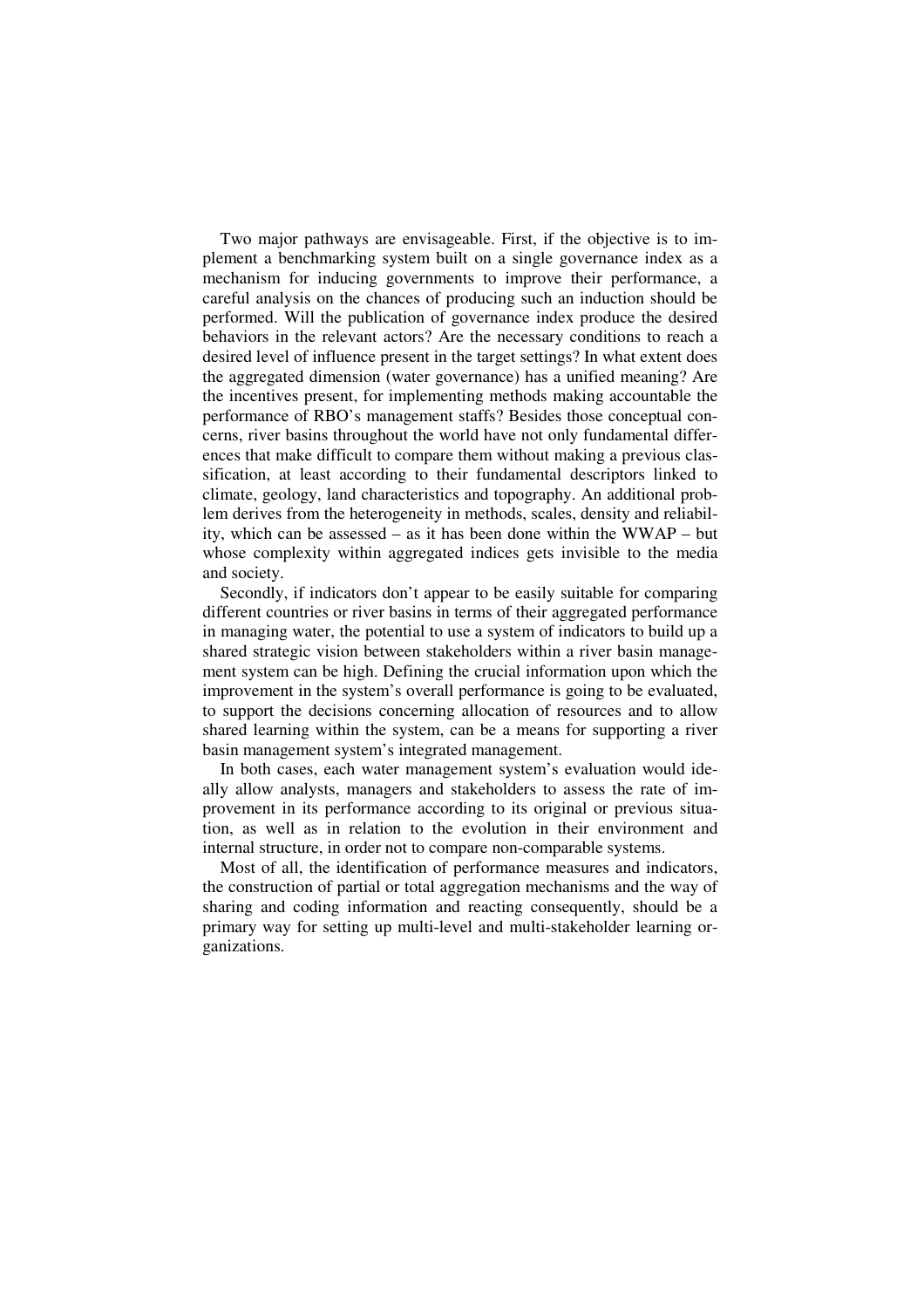Two major pathways are envisageable. First, if the objective is to implement a benchmarking system built on a single governance index as a mechanism for inducing governments to improve their performance, a careful analysis on the chances of producing such an induction should be performed. Will the publication of governance index produce the desired behaviors in the relevant actors? Are the necessary conditions to reach a desired level of influence present in the target settings? In what extent does the aggregated dimension (water governance) has a unified meaning? Are the incentives present, for implementing methods making accountable the performance of RBO's management staffs? Besides those conceptual concerns, river basins throughout the world have not only fundamental differences that make difficult to compare them without making a previous classification, at least according to their fundamental descriptors linked to climate, geology, land characteristics and topography. An additional problem derives from the heterogeneity in methods, scales, density and reliability, which can be assessed – as it has been done within the WWAP – but whose complexity within aggregated indices gets invisible to the media and society.

Secondly, if indicators don't appear to be easily suitable for comparing different countries or river basins in terms of their aggregated performance in managing water, the potential to use a system of indicators to build up a shared strategic vision between stakeholders within a river basin management system can be high. Defining the crucial information upon which the improvement in the system's overall performance is going to be evaluated, to support the decisions concerning allocation of resources and to allow shared learning within the system, can be a means for supporting a river basin management system's integrated management.

In both cases, each water management system's evaluation would ideally allow analysts, managers and stakeholders to assess the rate of improvement in its performance according to its original or previous situation, as well as in relation to the evolution in their environment and internal structure, in order not to compare non-comparable systems.

Most of all, the identification of performance measures and indicators, the construction of partial or total aggregation mechanisms and the way of sharing and coding information and reacting consequently, should be a primary way for setting up multi-level and multi-stakeholder learning organizations.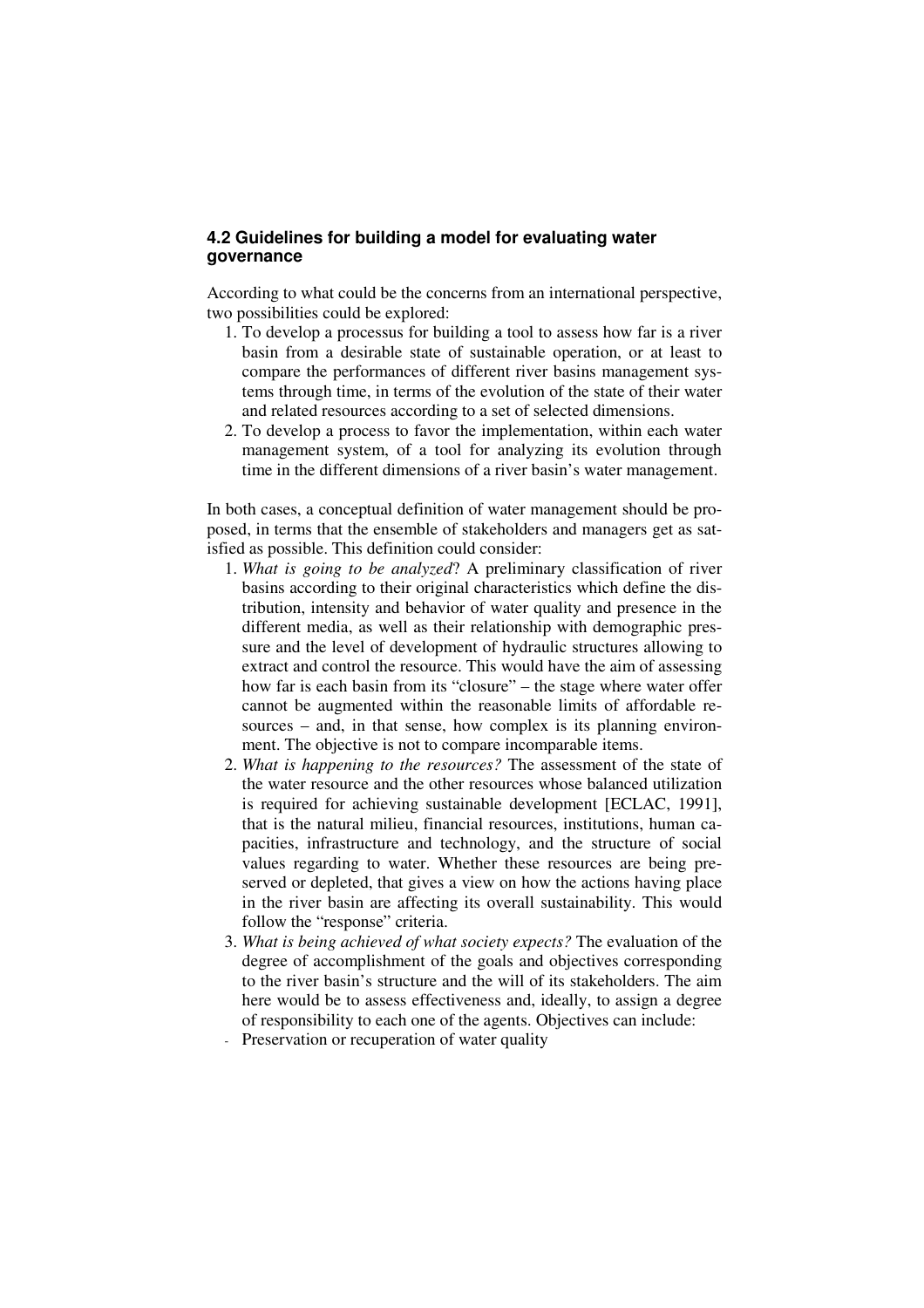### 4.2 Guidelines for building a model for evaluating water governance

According to what could be the concerns from an international perspective, two possibilities could be explored:

1. To develop a processus for building a tool to assess how far is a river basin from a desirable state of sustainable operation, or at least to compare the performances of different river basins management systems through time, in terms of the evolution of the state of their water and related resources according to a set of selected dimensions.
2. To develop a process to favor the implementation, within each water management system, of a tool for analyzing its evolution through time in the different dimensions of a river basin's water management.

In both cases, a conceptual definition of water management should be proposed, in terms that the ensemble of stakeholders and managers get as satisfied as possible. This definition could consider:

1. *What is going to be analyzed*? A preliminary classification of river basins according to their original characteristics which define the distribution, intensity and behavior of water quality and presence in the different media, as well as their relationship with demographic pressure and the level of development of hydraulic structures allowing to extract and control the resource. This would have the aim of assessing how far is each basin from its "closure" – the stage where water offer cannot be augmented within the reasonable limits of affordable resources – and, in that sense, how complex is its planning environment. The objective is not to compare incomparable items.
2. *What is happening to the resources?* The assessment of the state of the water resource and the other resources whose balanced utilization is required for achieving sustainable development [ECLAC, 1991], that is the natural milieu, financial resources, institutions, human capacities, infrastructure and technology, and the structure of social values regarding to water. Whether these resources are being preserved or depleted, that gives a view on how the actions having place in the river basin are affecting its overall sustainability. This would follow the "response" criteria.
3. *What is being achieved of what society expects?* The evaluation of the degree of accomplishment of the goals and objectives corresponding to the river basin's structure and the will of its stakeholders. The aim here would be to assess effectiveness and, ideally, to assign a degree of responsibility to each one of the agents. Objectives can include:

- Preservation or recuperation of water quality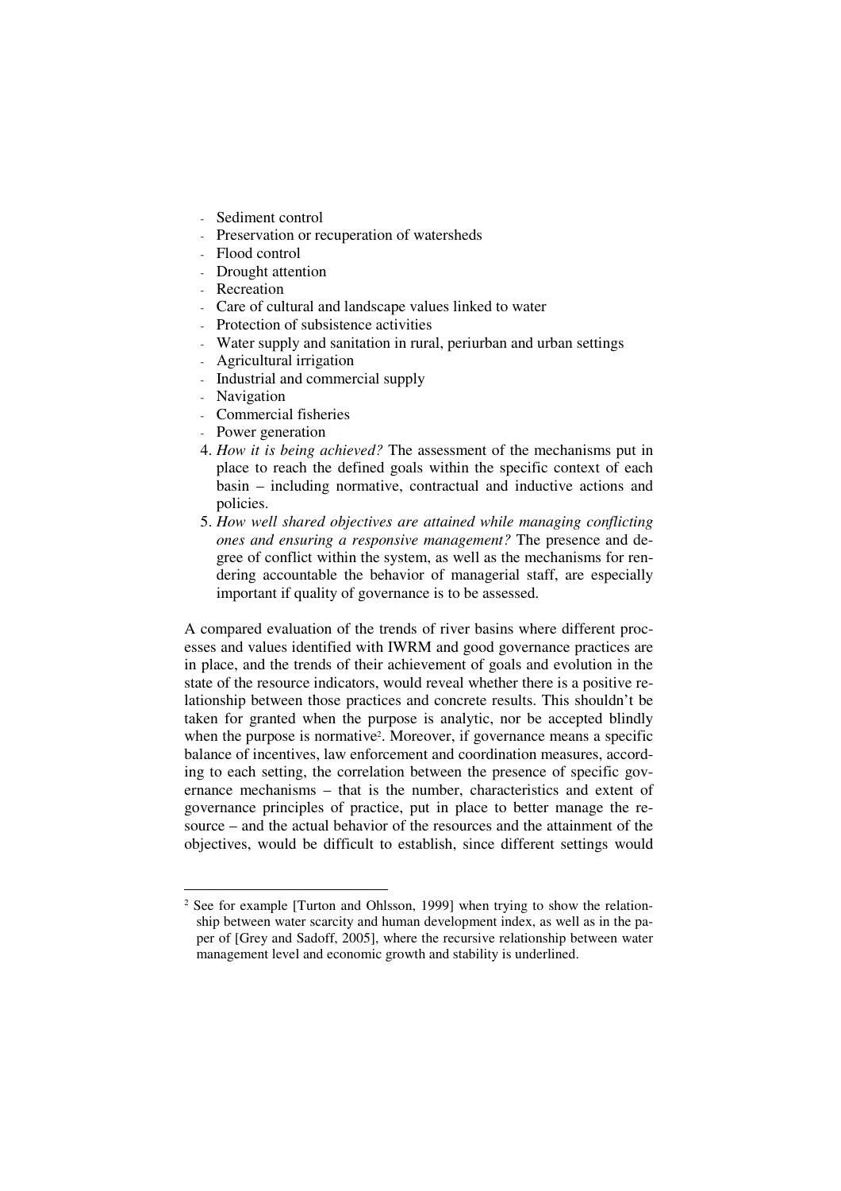- Sediment control
- Preservation or recuperation of watersheds
- Flood control
- Drought attention
- Recreation
- Care of cultural and landscape values linked to water
- Protection of subsistence activities
- Water supply and sanitation in rural, periurban and urban settings
- Agricultural irrigation
- Industrial and commercial supply
- Navigation
- Commercial fisheries
- Power generation

4. *How it is being achieved?* The assessment of the mechanisms put in place to reach the defined goals within the specific context of each basin – including normative, contractual and inductive actions and policies.
5. *How well shared objectives are attained while managing conflicting ones and ensuring a responsive management?* The presence and degree of conflict within the system, as well as the mechanisms for rendering accountable the behavior of managerial staff, are especially important if quality of governance is to be assessed.

A compared evaluation of the trends of river basins where different processes and values identified with IWRM and good governance practices are in place, and the trends of their achievement of goals and evolution in the state of the resource indicators, would reveal whether there is a positive relationship between those practices and concrete results. This shouldn't be taken for granted when the purpose is analytic, nor be accepted blindly when the purpose is normative[2]. Moreover, if governance means a specific balance of incentives, law enforcement and coordination measures, according to each setting, the correlation between the presence of specific governance mechanisms – that is the number, characteristics and extent of governance principles of practice, put in place to better manage the resource – and the actual behavior of the resources and the attainment of the objectives, would be difficult to establish, since different settings would

[2] See for example [Turton and Ohlsson, 1999] when trying to show the relationship between water scarcity and human development index, as well as in the paper of [Grey and Sadoff, 2005], where the recursive relationship between water management level and economic growth and stability is underlined.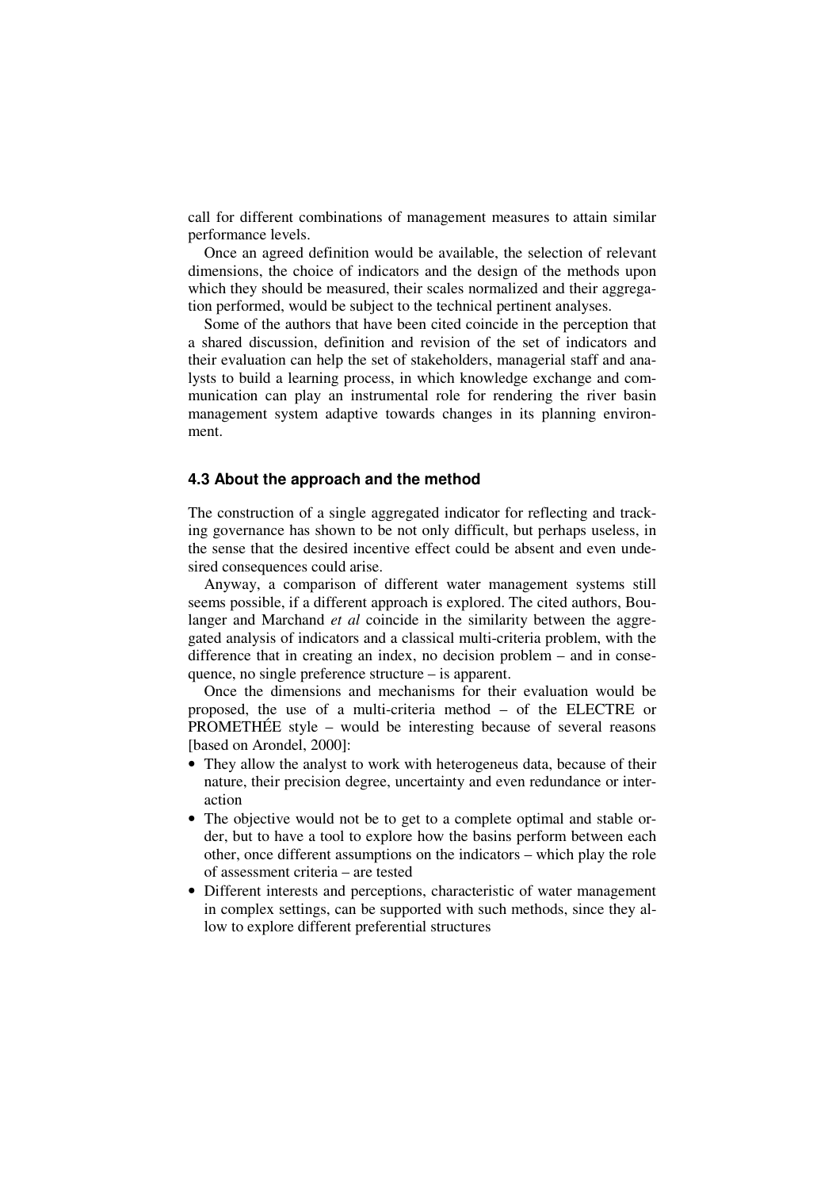call for different combinations of management measures to attain similar performance levels.

Once an agreed definition would be available, the selection of relevant dimensions, the choice of indicators and the design of the methods upon which they should be measured, their scales normalized and their aggregation performed, would be subject to the technical pertinent analyses.

Some of the authors that have been cited coincide in the perception that a shared discussion, definition and revision of the set of indicators and their evaluation can help the set of stakeholders, managerial staff and analysts to build a learning process, in which knowledge exchange and communication can play an instrumental role for rendering the river basin management system adaptive towards changes in its planning environment.

### 4.3 About the approach and the method

The construction of a single aggregated indicator for reflecting and tracking governance has shown to be not only difficult, but perhaps useless, in the sense that the desired incentive effect could be absent and even undesired consequences could arise.

Anyway, a comparison of different water management systems still seems possible, if a different approach is explored. The cited authors, Boulanger and Marchand *et al* coincide in the similarity between the aggregated analysis of indicators and a classical multi-criteria problem, with the difference that in creating an index, no decision problem – and in consequence, no single preference structure – is apparent.

Once the dimensions and mechanisms for their evaluation would be proposed, the use of a multi-criteria method – of the ELECTRE or PROMETHÉE style – would be interesting because of several reasons [based on Arondel, 2000]:

- They allow the analyst to work with heterogeneous data, because of their nature, their precision degree, uncertainty and even redundance or interaction
- The objective would not be to get to a complete optimal and stable order, but to have a tool to explore how the basins perform between each other, once different assumptions on the indicators – which play the role of assessment criteria – are tested
- Different interests and perceptions, characteristic of water management in complex settings, can be supported with such methods, since they allow to explore different preferential structures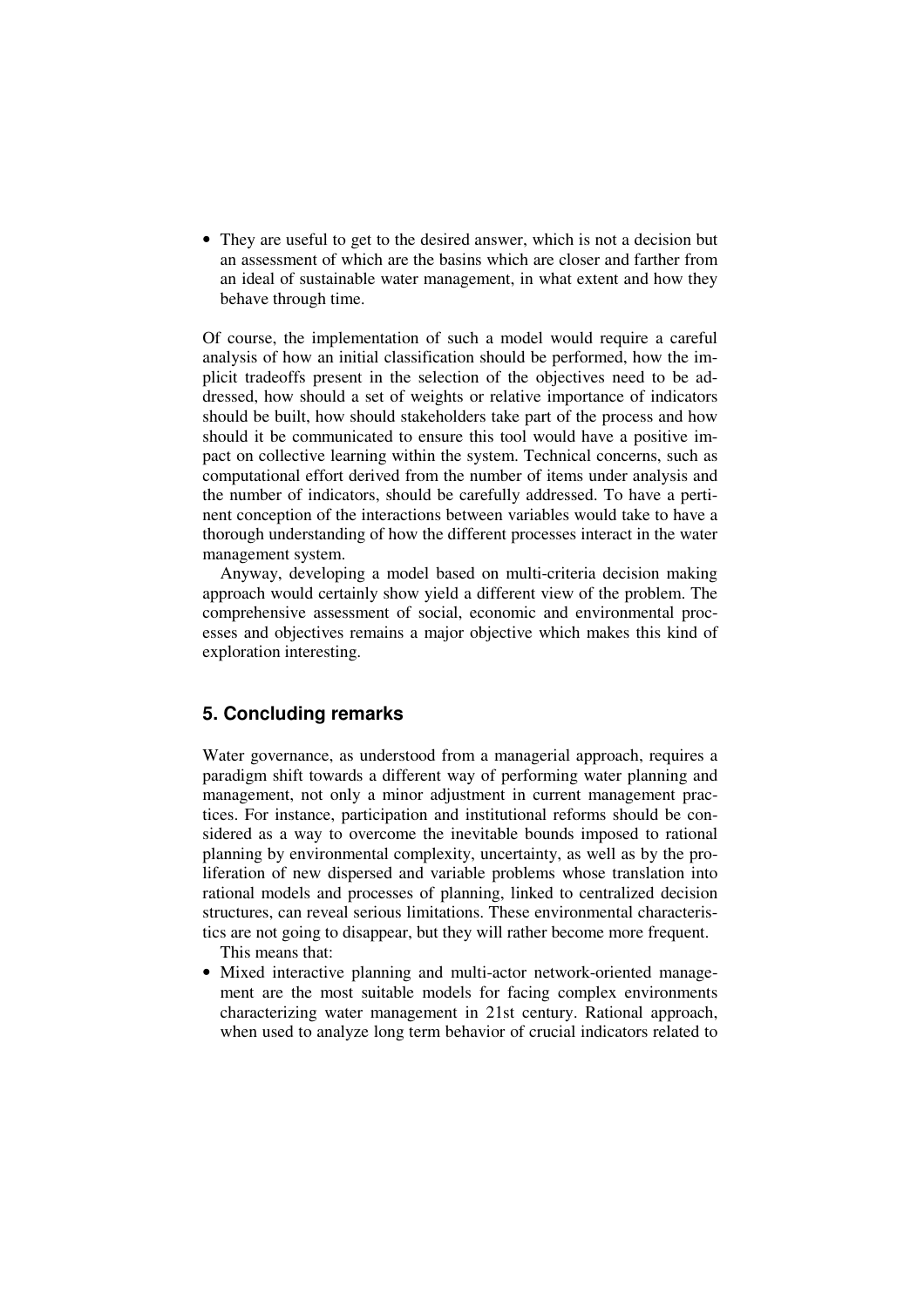- They are useful to get to the desired answer, which is not a decision but an assessment of which are the basins which are closer and farther from an ideal of sustainable water management, in what extent and how they behave through time.

Of course, the implementation of such a model would require a careful analysis of how an initial classification should be performed, how the implicit tradeoffs present in the selection of the objectives need to be addressed, how should a set of weights or relative importance of indicators should be built, how should stakeholders take part of the process and how should it be communicated to ensure this tool would have a positive impact on collective learning within the system. Technical concerns, such as computational effort derived from the number of items under analysis and the number of indicators, should be carefully addressed. To have a pertinent conception of the interactions between variables would take to have a thorough understanding of how the different processes interact in the water management system.

Anyway, developing a model based on multi-criteria decision making approach would certainly show yield a different view of the problem. The comprehensive assessment of social, economic and environmental processes and objectives remains a major objective which makes this kind of exploration interesting.

## 5. Concluding remarks

Water governance, as understood from a managerial approach, requires a paradigm shift towards a different way of performing water planning and management, not only a minor adjustment in current management practices. For instance, participation and institutional reforms should be considered as a way to overcome the inevitable bounds imposed to rational planning by environmental complexity, uncertainty, as well as by the proliferation of new dispersed and variable problems whose translation into rational models and processes of planning, linked to centralized decision structures, can reveal serious limitations. These environmental characteristics are not going to disappear, but they will rather become more frequent.

This means that:

- Mixed interactive planning and multi-actor network-oriented management are the most suitable models for facing complex environments characterizing water management in 21st century. Rational approach, when used to analyze long term behavior of crucial indicators related to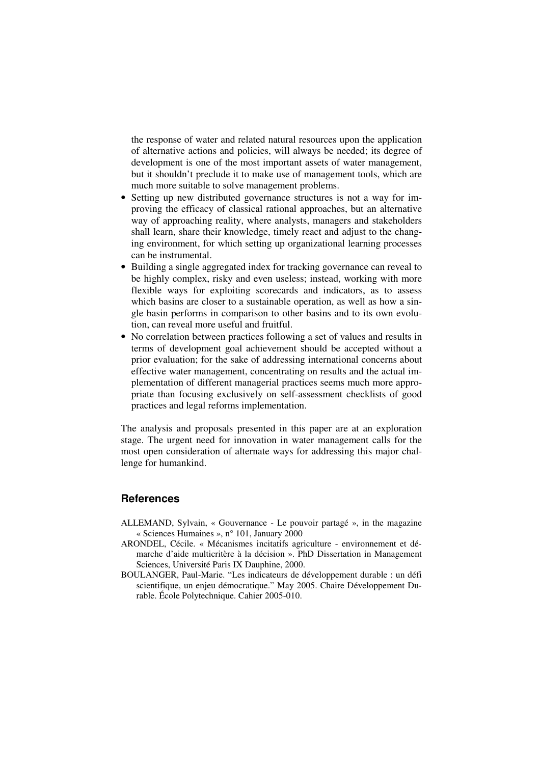the response of water and related natural resources upon the application of alternative actions and policies, will always be needed; its degree of development is one of the most important assets of water management, but it shouldn't preclude it to make use of management tools, which are much more suitable to solve management problems.

- Setting up new distributed governance structures is not a way for improving the efficacy of classical rational approaches, but an alternative way of approaching reality, where analysts, managers and stakeholders shall learn, share their knowledge, timely react and adjust to the changing environment, for which setting up organizational learning processes can be instrumental.
- Building a single aggregated index for tracking governance can reveal to be highly complex, risky and even useless; instead, working with more flexible ways for exploiting scorecards and indicators, as to assess which basins are closer to a sustainable operation, as well as how a single basin performs in comparison to other basins and to its own evolution, can reveal more useful and fruitful.
- No correlation between practices following a set of values and results in terms of development goal achievement should be accepted without a prior evaluation; for the sake of addressing international concerns about effective water management, concentrating on results and the actual implementation of different managerial practices seems much more appropriate than focusing exclusively on self-assessment checklists of good practices and legal reforms implementation.

The analysis and proposals presented in this paper are at an exploration stage. The urgent need for innovation in water management calls for the most open consideration of alternate ways for addressing this major challenge for humankind.

## References

ALLEMAND, Sylvain, « Gouvernance - Le pouvoir partagé », in the magazine « Sciences Humaines », n° 101, January 2000

ARONDEL, Cécile. « Mécanismes incitatifs agriculture - environnement et démarche d'aide multicritère à la décision ». PhD Dissertation in Management Sciences, Université Paris IX Dauphine, 2000.

BOULANGER, Paul-Marie. "Les indicateurs de développement durable : un défi scientifique, un enjeu démocratique." May 2005. Chaire Développement Durable. École Polytechnique. Cahier 2005-010.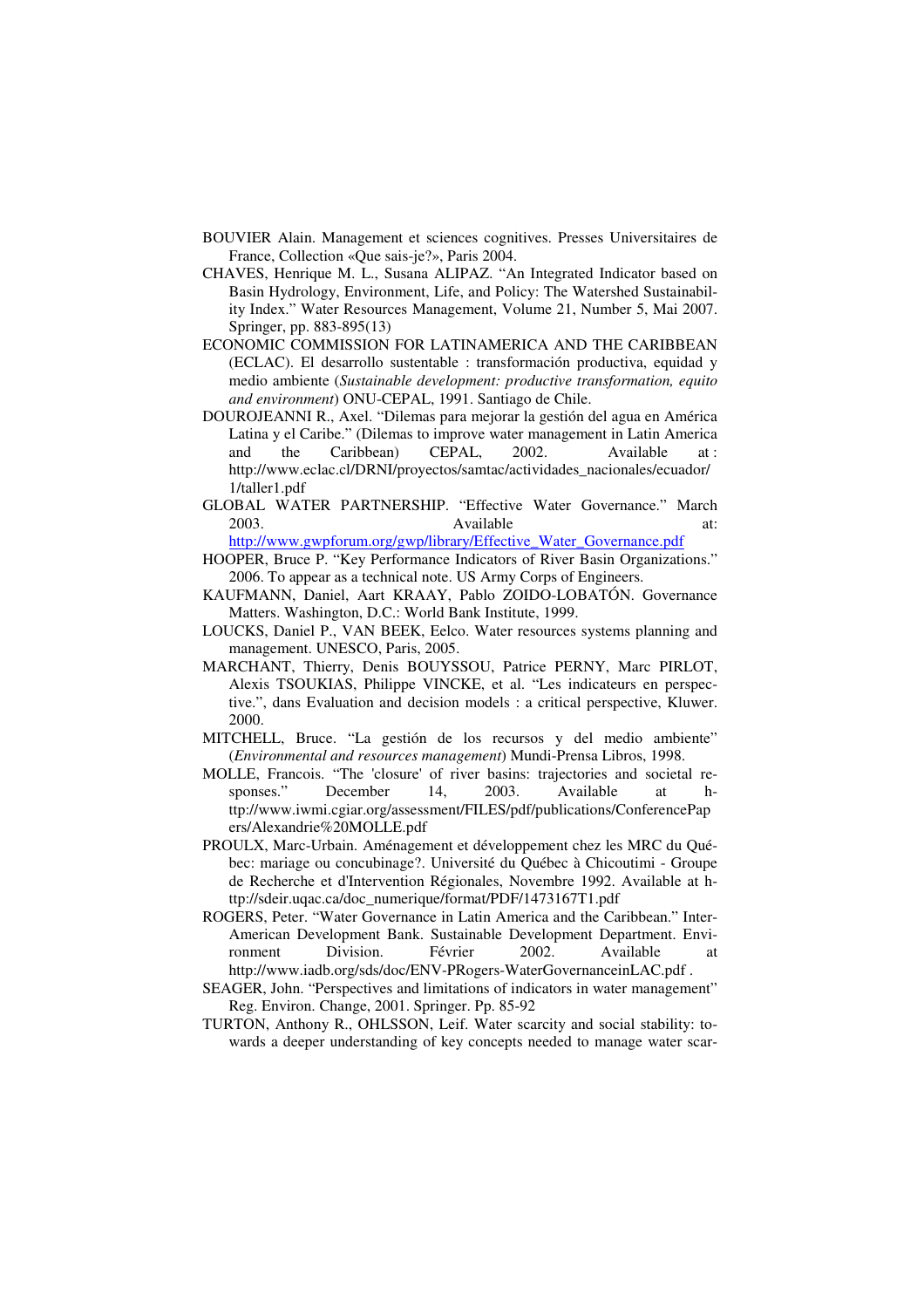BOUVIER Alain. Management et sciences cognitives. Presses Universitaires de France, Collection «Que sais-je?», Paris 2004.

CHAVES, Henrique M. L., Susana ALIPAZ. "An Integrated Indicator based on Basin Hydrology, Environment, Life, and Policy: The Watershed Sustainability Index." Water Resources Management, Volume 21, Number 5, Mai 2007. Springer, pp. 883-895(13)

ECONOMIC COMMISSION FOR LATINAMERICA AND THE CARIBBEAN (ECLAC). El desarrollo sustentable : transformación productiva, equidad y medio ambiente (*Sustainable development: productive transformation, equito and environment*) ONU-CEPAL, 1991. Santiago de Chile.

DOUROJEANNI R., Axel. "Dilemas para mejorar la gestión del agua en América Latina y el Caribe." (Dilemas to improve water management in Latin America and the Caribbean) CEPAL, 2002. Available at : http://www.eclac.cl/DRNI/proyectos/samtac/actividades_nacionales/ecuador/1/taller1.pdf

GLOBAL WATER PARTNERSHIP. "Effective Water Governance." March 2003. Available at: http://www.gwpforum.org/gwp/library/Effective_Water_Governance.pdf

HOOPER, Bruce P. "Key Performance Indicators of River Basin Organizations." 2006. To appear as a technical note. US Army Corps of Engineers.

KAUFMANN, Daniel, Aart KRAAY, Pablo ZOIDO-LOBATÓN. Governance Matters. Washington, D.C.: World Bank Institute, 1999.

LOUCKS, Daniel P., VAN BEEK, Eelco. Water resources systems planning and management. UNESCO, Paris, 2005.

MARCHANT, Thierry, Denis BOUYSSOU, Patrice PERNY, Marc PIRLOT, Alexis TSOUKIAS, Philippe VINCKE, et al. "Les indicateurs en perspective.", dans Evaluation and decision models : a critical perspective, Kluwer. 2000.

MITCHELL, Bruce. "La gestión de los recursos y del medio ambiente" (*Environmental and resources management*) Mundi-Prensa Libros, 1998.

MOLLE, Francois. "The 'closure' of river basins: trajectories and societal responses." December 14, 2003. Available at http://www.iwmi.cgiar.org/assessment/FILES/pdf/publications/ConferencePapers/Alexandrie%20MOLLE.pdf

PROULX, Marc-Urbain. Aménagement et développement chez les MRC du Québec: mariage ou concubinage?. Université du Québec à Chicoutimi - Groupe de Recherche et d'Intervention Régionales, Novembre 1992. Available at http://sdeir.uqac.ca/doc_numerique/format/PDF/1473167T1.pdf

ROGERS, Peter. "Water Governance in Latin America and the Caribbean." Inter-American Development Bank. Sustainable Development Department. Environment Division. Février 2002. Available at http://www.iadb.org/sds/doc/ENV-PRogers-WaterGovernanceinLAC.pdf .

SEAGER, John. "Perspectives and limitations of indicators in water management" Reg. Environ. Change, 2001. Springer. Pp. 85-92

TURTON, Anthony R., OHLSSON, Leif. Water scarcity and social stability: towards a deeper understanding of key concepts needed to manage water scar-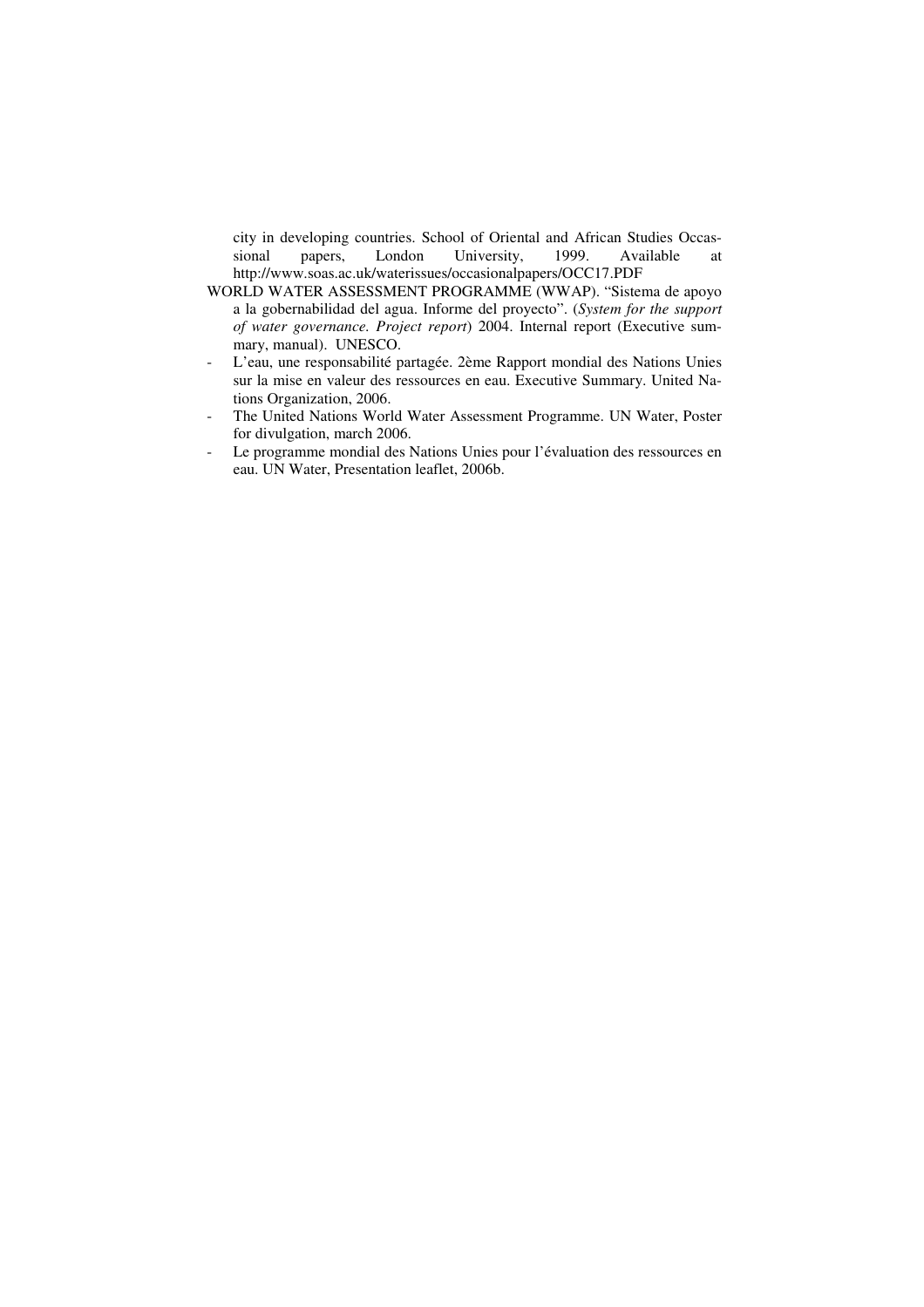city in developing countries. School of Oriental and African Studies Occassional papers, London University, 1999. Available at http://www.soas.ac.uk/waterissues/occasionalpapers/OCC17.PDF

WORLD WATER ASSESSMENT PROGRAMME (WWAP). "Sistema de apoyo a la gobernabilidad del agua. Informe del proyecto". (*System for the support of water governance. Project report*) 2004. Internal report (Executive summary, manual). UNESCO.

- L'eau, une responsabilité partagée. 2ème Rapport mondial des Nations Unies sur la mise en valeur des ressources en eau. Executive Summary. United Nations Organization, 2006.
- The United Nations World Water Assessment Programme. UN Water, Poster for divulgation, march 2006.
- Le programme mondial des Nations Unies pour l'évaluation des ressources en eau. UN Water, Presentation leaflet, 2006b.